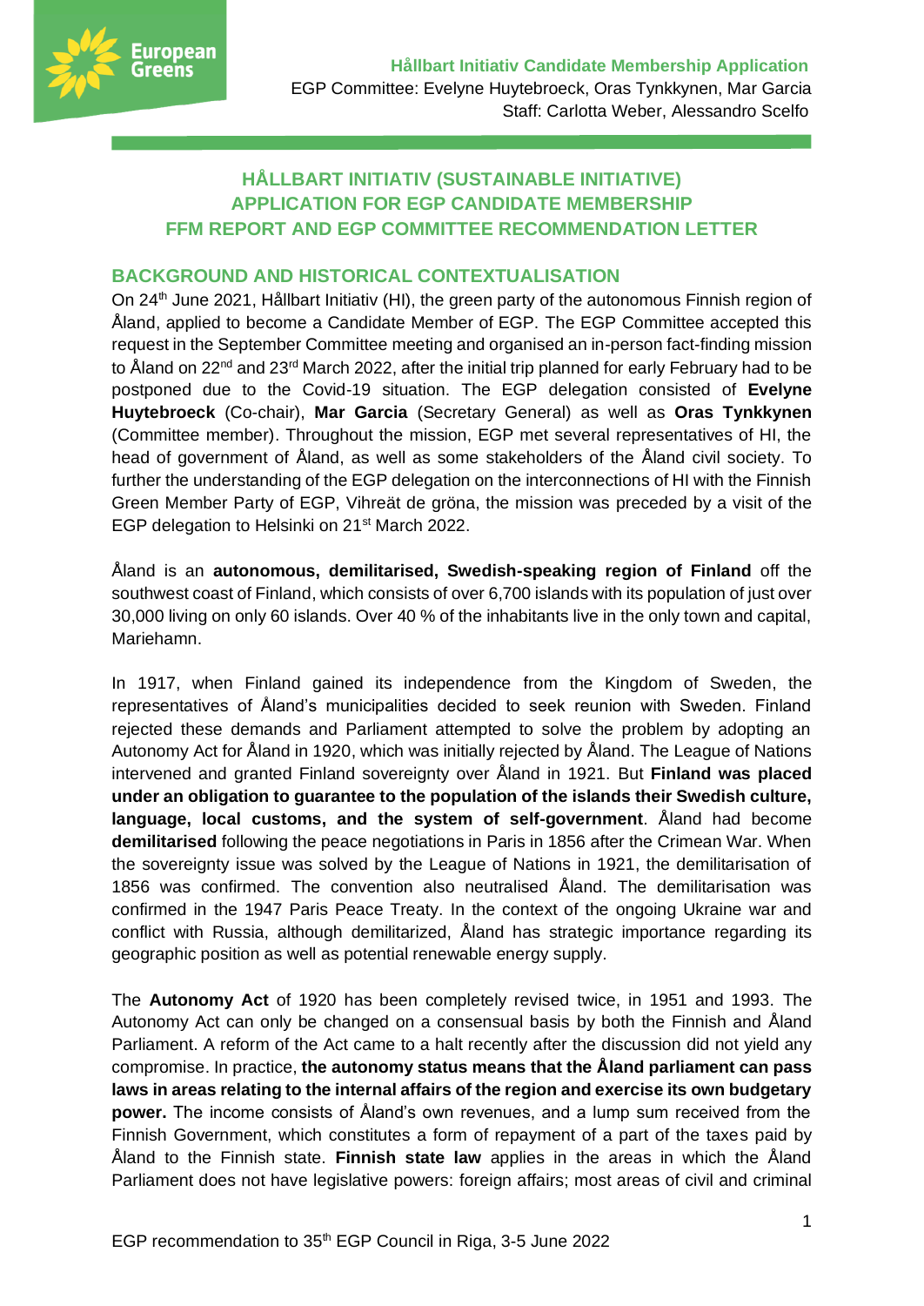**Hållbart Initiativ Candidate Membership Application**
EGP Committee: Evelyne Huytebroeck, Oras Tynkkynen, Mar Garcia
Staff: Carlotta Weber, Alessandro Scelfo

# HÅLLBART INITIATIV (SUSTAINABLE INITIATIVE) APPLICATION FOR EGP CANDIDATE MEMBERSHIP FFM REPORT AND EGP COMMITTEE RECOMMENDATION LETTER

## BACKGROUND AND HISTORICAL CONTEXTUALISATION

On 24th June 2021, Hållbart Initiativ (HI), the green party of the autonomous Finnish region of Åland, applied to become a Candidate Member of EGP. The EGP Committee accepted this request in the September Committee meeting and organised an in-person fact-finding mission to Åland on 22nd and 23rd March 2022, after the initial trip planned for early February had to be postponed due to the Covid-19 situation. The EGP delegation consisted of **Evelyne Huytebroeck** (Co-chair), **Mar Garcia** (Secretary General) as well as **Oras Tynkkynen** (Committee member). Throughout the mission, EGP met several representatives of HI, the head of government of Åland, as well as some stakeholders of the Åland civil society. To further the understanding of the EGP delegation on the interconnections of HI with the Finnish Green Member Party of EGP, Vihreät de gröna, the mission was preceded by a visit of the EGP delegation to Helsinki on 21st March 2022.

Åland is an **autonomous, demilitarised, Swedish-speaking region of Finland** off the southwest coast of Finland, which consists of over 6,700 islands with its population of just over 30,000 living on only 60 islands. Over 40 % of the inhabitants live in the only town and capital, Mariehamn.

In 1917, when Finland gained its independence from the Kingdom of Sweden, the representatives of Åland's municipalities decided to seek reunion with Sweden. Finland rejected these demands and Parliament attempted to solve the problem by adopting an Autonomy Act for Åland in 1920, which was initially rejected by Åland. The League of Nations intervened and granted Finland sovereignty over Åland in 1921. But **Finland was placed under an obligation to guarantee to the population of the islands their Swedish culture, language, local customs, and the system of self-government**. Åland had become **demilitarised** following the peace negotiations in Paris in 1856 after the Crimean War. When the sovereignty issue was solved by the League of Nations in 1921, the demilitarisation of 1856 was confirmed. The convention also neutralised Åland. The demilitarisation was confirmed in the 1947 Paris Peace Treaty. In the context of the ongoing Ukraine war and conflict with Russia, although demilitarized, Åland has strategic importance regarding its geographic position as well as potential renewable energy supply.

The **Autonomy Act** of 1920 has been completely revised twice, in 1951 and 1993. The Autonomy Act can only be changed on a consensual basis by both the Finnish and Åland Parliament. A reform of the Act came to a halt recently after the discussion did not yield any compromise. In practice, **the autonomy status means that the Åland parliament can pass laws in areas relating to the internal affairs of the region and exercise its own budgetary power.** The income consists of Åland's own revenues, and a lump sum received from the Finnish Government, which constitutes a form of repayment of a part of the taxes paid by Åland to the Finnish state. **Finnish state law** applies in the areas in which the Åland Parliament does not have legislative powers: foreign affairs; most areas of civil and criminal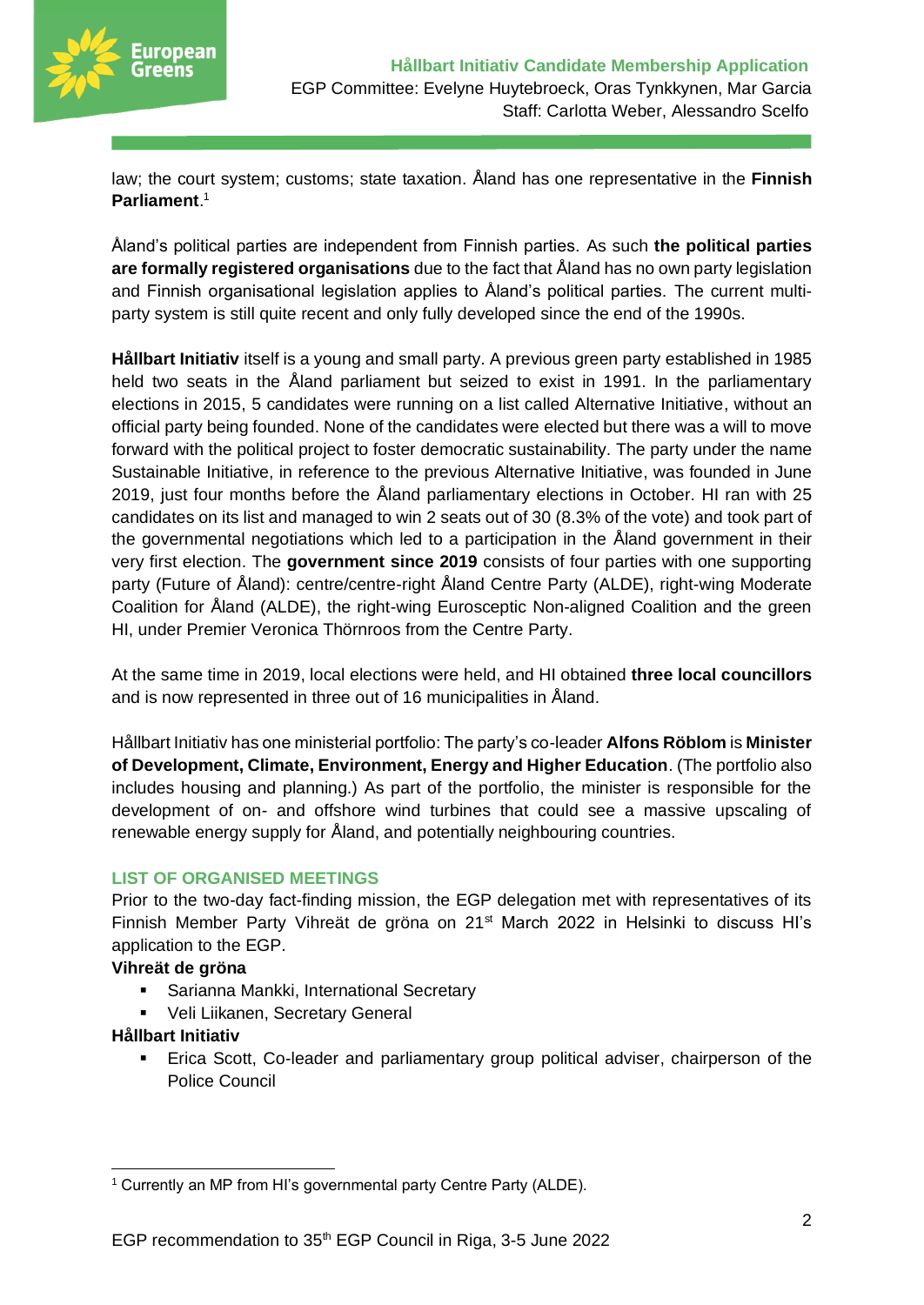law; the court system; customs; state taxation. Åland has one representative in the **Finnish Parliament**.[1]

Åland's political parties are independent from Finnish parties. As such **the political parties are formally registered organisations** due to the fact that Åland has no own party legislation and Finnish organisational legislation applies to Åland's political parties. The current multi-party system is still quite recent and only fully developed since the end of the 1990s.

**Hållbart Initiativ** itself is a young and small party. A previous green party established in 1985 held two seats in the Åland parliament but seized to exist in 1991. In the parliamentary elections in 2015, 5 candidates were running on a list called Alternative Initiative, without an official party being founded. None of the candidates were elected but there was a will to move forward with the political project to foster democratic sustainability. The party under the name Sustainable Initiative, in reference to the previous Alternative Initiative, was founded in June 2019, just four months before the Åland parliamentary elections in October. HI ran with 25 candidates on its list and managed to win 2 seats out of 30 (8.3% of the vote) and took part of the governmental negotiations which led to a participation in the Åland government in their very first election. The **government since 2019** consists of four parties with one supporting party (Future of Åland): centre/centre-right Åland Centre Party (ALDE), right-wing Moderate Coalition for Åland (ALDE), the right-wing Eurosceptic Non-aligned Coalition and the green HI, under Premier Veronica Thörnroos from the Centre Party.

At the same time in 2019, local elections were held, and HI obtained **three local councillors** and is now represented in three out of 16 municipalities in Åland.

Hållbart Initiativ has one ministerial portfolio: The party's co-leader **Alfons Röblom** is **Minister of Development, Climate, Environment, Energy and Higher Education**. (The portfolio also includes housing and planning.) As part of the portfolio, the minister is responsible for the development of on- and offshore wind turbines that could see a massive upscaling of renewable energy supply for Åland, and potentially neighbouring countries.

## LIST OF ORGANISED MEETINGS

Prior to the two-day fact-finding mission, the EGP delegation met with representatives of its Finnish Member Party Vihreät de gröna on 21st March 2022 in Helsinki to discuss HI's application to the EGP.

**Vihreät de gröna**

- Sarianna Mankki, International Secretary
- Veli Liikanen, Secretary General

**Hållbart Initiativ**

- Erica Scott, Co-leader and parliamentary group political adviser, chairperson of the Police Council

[1] Currently an MP from HI's governmental party Centre Party (ALDE).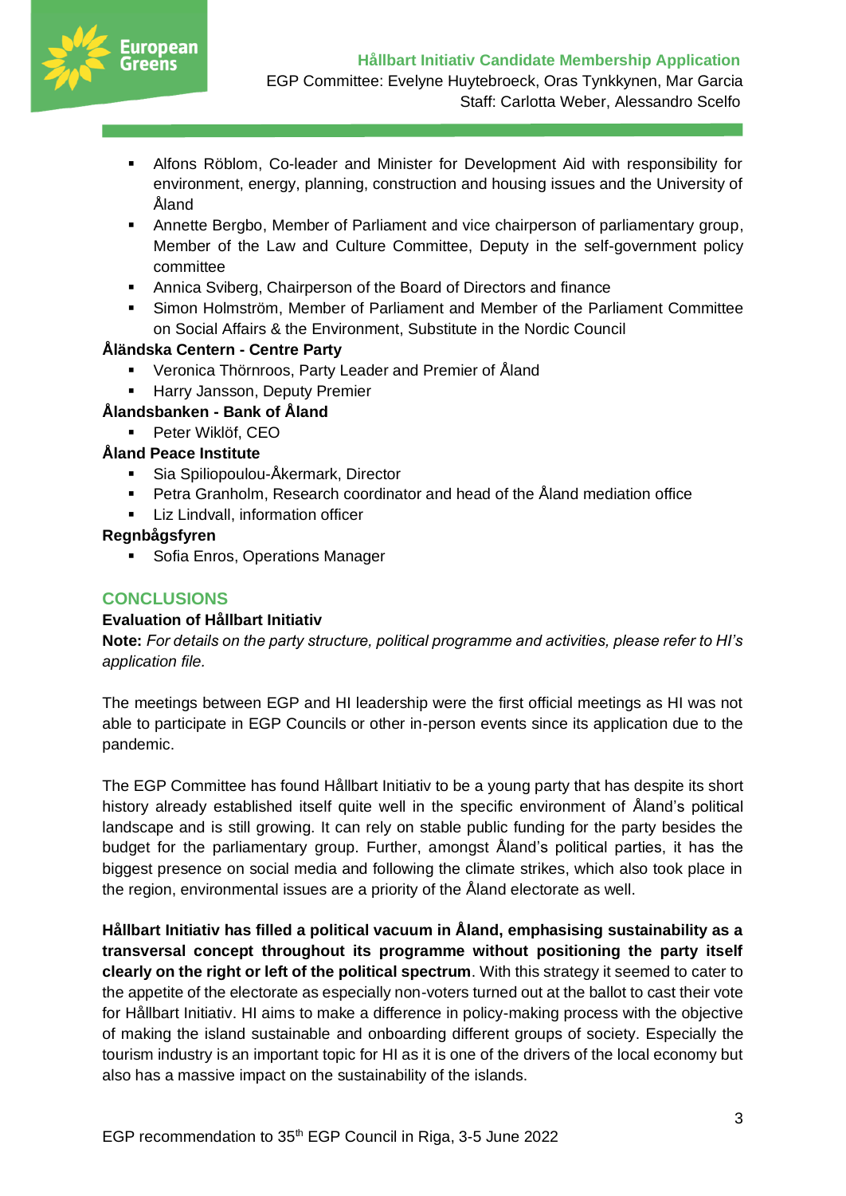- Alfons Röblom, Co-leader and Minister for Development Aid with responsibility for environment, energy, planning, construction and housing issues and the University of Åland
- Annette Bergbo, Member of Parliament and vice chairperson of parliamentary group, Member of the Law and Culture Committee, Deputy in the self-government policy committee
- Annica Sviberg, Chairperson of the Board of Directors and finance
- Simon Holmström, Member of Parliament and Member of the Parliament Committee on Social Affairs & the Environment, Substitute in the Nordic Council

**Åländska Centern - Centre Party**

- Veronica Thörnroos, Party Leader and Premier of Åland
- Harry Jansson, Deputy Premier

**Ålandsbanken - Bank of Åland**

- Peter Wiklöf, CEO

**Åland Peace Institute**

- Sia Spiliopoulou-Åkermark, Director
- Petra Granholm, Research coordinator and head of the Åland mediation office
- Liz Lindvall, information officer

**Regnbågsfyren**

- Sofia Enros, Operations Manager

## CONCLUSIONS

**Evaluation of Hållbart Initiativ**

**Note:** *For details on the party structure, political programme and activities, please refer to HI's application file.*

The meetings between EGP and HI leadership were the first official meetings as HI was not able to participate in EGP Councils or other in-person events since its application due to the pandemic.

The EGP Committee has found Hållbart Initiativ to be a young party that has despite its short history already established itself quite well in the specific environment of Åland's political landscape and is still growing. It can rely on stable public funding for the party besides the budget for the parliamentary group. Further, amongst Åland's political parties, it has the biggest presence on social media and following the climate strikes, which also took place in the region, environmental issues are a priority of the Åland electorate as well.

**Hållbart Initiativ has filled a political vacuum in Åland, emphasising sustainability as a transversal concept throughout its programme without positioning the party itself clearly on the right or left of the political spectrum**. With this strategy it seemed to cater to the appetite of the electorate as especially non-voters turned out at the ballot to cast their vote for Hållbart Initiativ. HI aims to make a difference in policy-making process with the objective of making the island sustainable and onboarding different groups of society. Especially the tourism industry is an important topic for HI as it is one of the drivers of the local economy but also has a massive impact on the sustainability of the islands.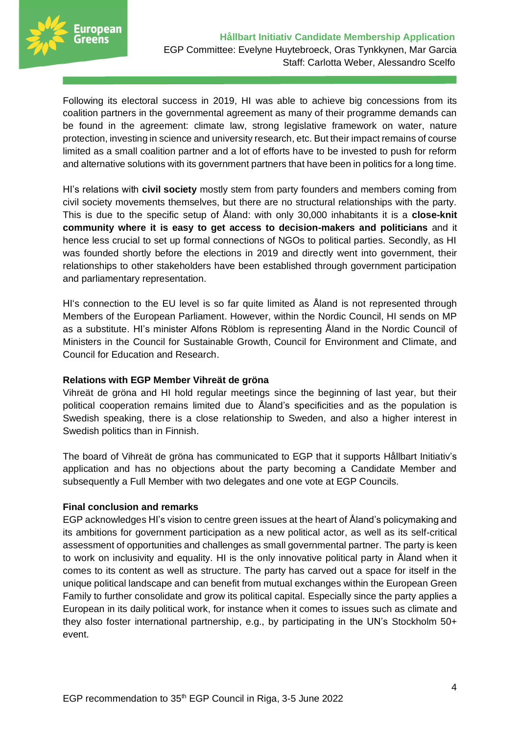Following its electoral success in 2019, HI was able to achieve big concessions from its coalition partners in the governmental agreement as many of their programme demands can be found in the agreement: climate law, strong legislative framework on water, nature protection, investing in science and university research, etc. But their impact remains of course limited as a small coalition partner and a lot of efforts have to be invested to push for reform and alternative solutions with its government partners that have been in politics for a long time.

HI's relations with **civil society** mostly stem from party founders and members coming from civil society movements themselves, but there are no structural relationships with the party. This is due to the specific setup of Åland: with only 30,000 inhabitants it is a **close-knit community where it is easy to get access to decision-makers and politicians** and it hence less crucial to set up formal connections of NGOs to political parties. Secondly, as HI was founded shortly before the elections in 2019 and directly went into government, their relationships to other stakeholders have been established through government participation and parliamentary representation.

HI's connection to the EU level is so far quite limited as Åland is not represented through Members of the European Parliament. However, within the Nordic Council, HI sends on MP as a substitute. HI's minister Alfons Röblom is representing Åland in the Nordic Council of Ministers in the Council for Sustainable Growth, Council for Environment and Climate, and Council for Education and Research.

**Relations with EGP Member Vihreät de gröna**

Vihreät de gröna and HI hold regular meetings since the beginning of last year, but their political cooperation remains limited due to Åland's specificities and as the population is Swedish speaking, there is a close relationship to Sweden, and also a higher interest in Swedish politics than in Finnish.

The board of Vihreät de gröna has communicated to EGP that it supports Hållbart Initiativ's application and has no objections about the party becoming a Candidate Member and subsequently a Full Member with two delegates and one vote at EGP Councils.

**Final conclusion and remarks**

EGP acknowledges HI's vision to centre green issues at the heart of Åland's policymaking and its ambitions for government participation as a new political actor, as well as its self-critical assessment of opportunities and challenges as small governmental partner. The party is keen to work on inclusivity and equality. HI is the only innovative political party in Åland when it comes to its content as well as structure. The party has carved out a space for itself in the unique political landscape and can benefit from mutual exchanges within the European Green Family to further consolidate and grow its political capital. Especially since the party applies a European in its daily political work, for instance when it comes to issues such as climate and they also foster international partnership, e.g., by participating in the UN's Stockholm 50+ event.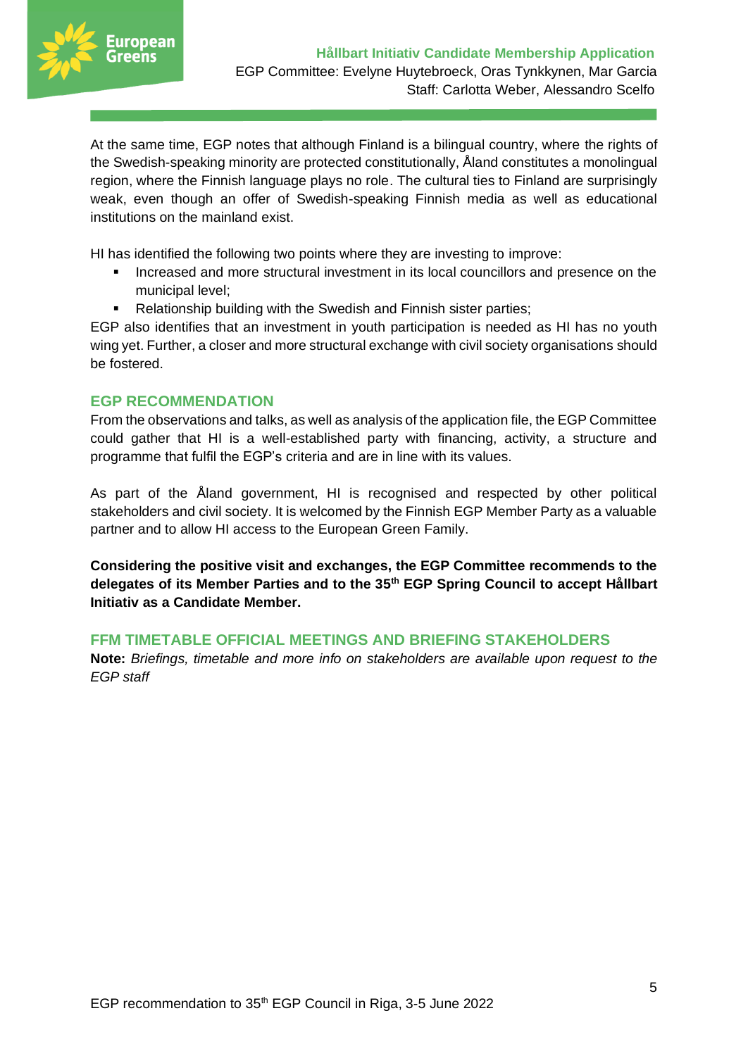At the same time, EGP notes that although Finland is a bilingual country, where the rights of the Swedish-speaking minority are protected constitutionally, Åland constitutes a monolingual region, where the Finnish language plays no role. The cultural ties to Finland are surprisingly weak, even though an offer of Swedish-speaking Finnish media as well as educational institutions on the mainland exist.

HI has identified the following two points where they are investing to improve:

- Increased and more structural investment in its local councillors and presence on the municipal level;
- Relationship building with the Swedish and Finnish sister parties;

EGP also identifies that an investment in youth participation is needed as HI has no youth wing yet. Further, a closer and more structural exchange with civil society organisations should be fostered.

## EGP RECOMMENDATION

From the observations and talks, as well as analysis of the application file, the EGP Committee could gather that HI is a well-established party with financing, activity, a structure and programme that fulfil the EGP's criteria and are in line with its values.

As part of the Åland government, HI is recognised and respected by other political stakeholders and civil society. It is welcomed by the Finnish EGP Member Party as a valuable partner and to allow HI access to the European Green Family.

**Considering the positive visit and exchanges, the EGP Committee recommends to the delegates of its Member Parties and to the 35th EGP Spring Council to accept Hållbart Initiativ as a Candidate Member.**

## FFM TIMETABLE OFFICIAL MEETINGS AND BRIEFING STAKEHOLDERS

**Note:** *Briefings, timetable and more info on stakeholders are available upon request to the EGP staff*